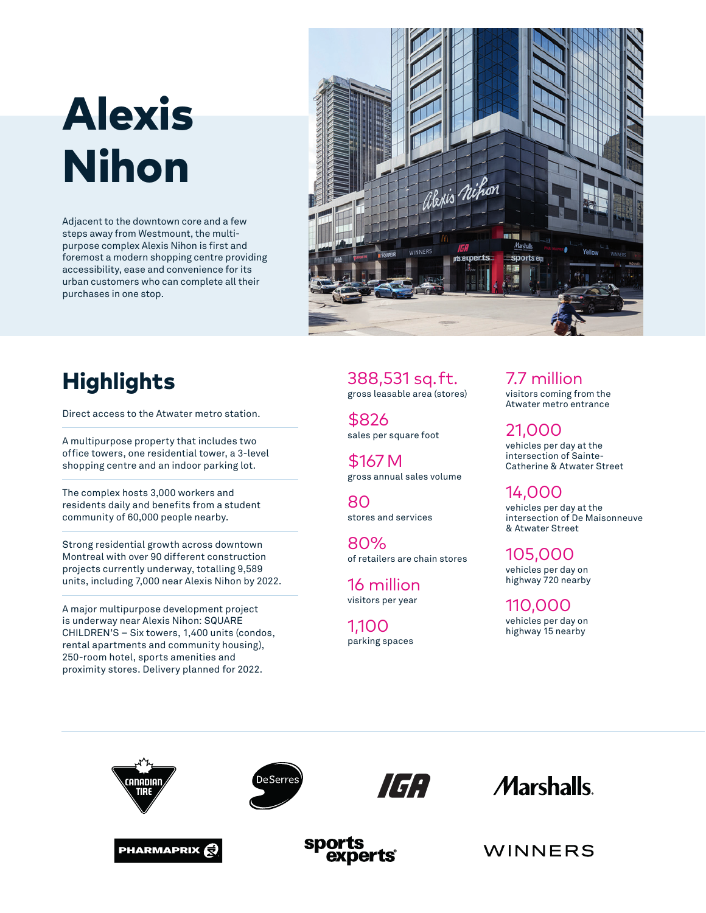# Alexis Nihon

Adjacent to the downtown core and a few steps away from Westmount, the multi-purpose complex Alexis Nihon is first and foremost a modern shopping centre providing accessibility, ease and convenience for its urban customers who can complete all their purchases in one stop.

## Highlights

Direct access to the Atwater metro station.

A multipurpose property that includes two office towers, one residential tower, a 3-level shopping centre and an indoor parking lot.

The complex hosts 3,000 workers and residents daily and benefits from a student community of 60,000 people nearby.

Strong residential growth across downtown Montreal with over 90 different construction projects currently underway, totalling 9,589 units, including 7,000 near Alexis Nihon by 2022.

A major multipurpose development project is underway near Alexis Nihon: SQUARE CHILDREN'S – Six towers, 1,400 units (condos, rental apartments and community housing), 250-room hotel, sports amenities and proximity stores. Delivery planned for 2022.

**388,531 sq. ft.**
gross leasable area (stores)

**$826**
sales per square foot

**$167 M**
gross annual sales volume

**80**
stores and services

**80%**
of retailers are chain stores

**16 million**
visitors per year

**1,100**
parking spaces

**7.7 million**
visitors coming from the Atwater metro entrance

**21,000**
vehicles per day at the intersection of Sainte-Catherine & Atwater Street

**14,000**
vehicles per day at the intersection of De Maisonneuve & Atwater Street

**105,000**
vehicles per day on highway 720 nearby

**110,000**
vehicles per day on highway 15 nearby

Canadian Tire · DeSerres · IGA · Marshalls · Pharmaprix · Sports Experts · Winners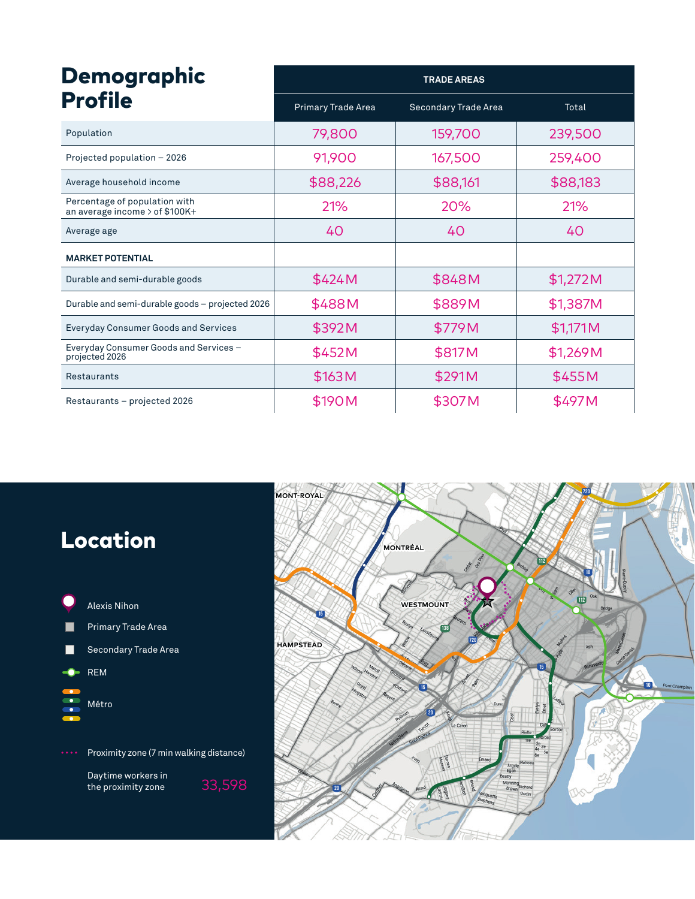# Demographic Profile

| | TRADE AREAS | | |
|---|---|---|---|
| | Primary Trade Area | Secondary Trade Area | Total |
| Population | 79,800 | 159,700 | 239,500 |
| Projected population – 2026 | 91,900 | 167,500 | 259,400 |
| Average household income | $88,226 | $88,161 | $88,183 |
| Percentage of population with an average income > of $100K+ | 21% | 20% | 21% |
| Average age | 40 | 40 | 40 |
| **MARKET POTENTIAL** | | | |
| Durable and semi-durable goods | $424M | $848M | $1,272M |
| Durable and semi-durable goods – projected 2026 | $488M | $889M | $1,387M |
| Everyday Consumer Goods and Services | $392M | $779M | $1,171M |
| Everyday Consumer Goods and Services – projected 2026 | $452M | $817M | $1,269M |
| Restaurants | $163M | $291M | $455M |
| Restaurants – projected 2026 | $190M | $307M | $497M |

# Location

- Alexis Nihon
- Primary Trade Area
- Secondary Trade Area
- REM
- Métro
- Proximity zone (7 min walking distance)

Daytime workers in the proximity zone 33,598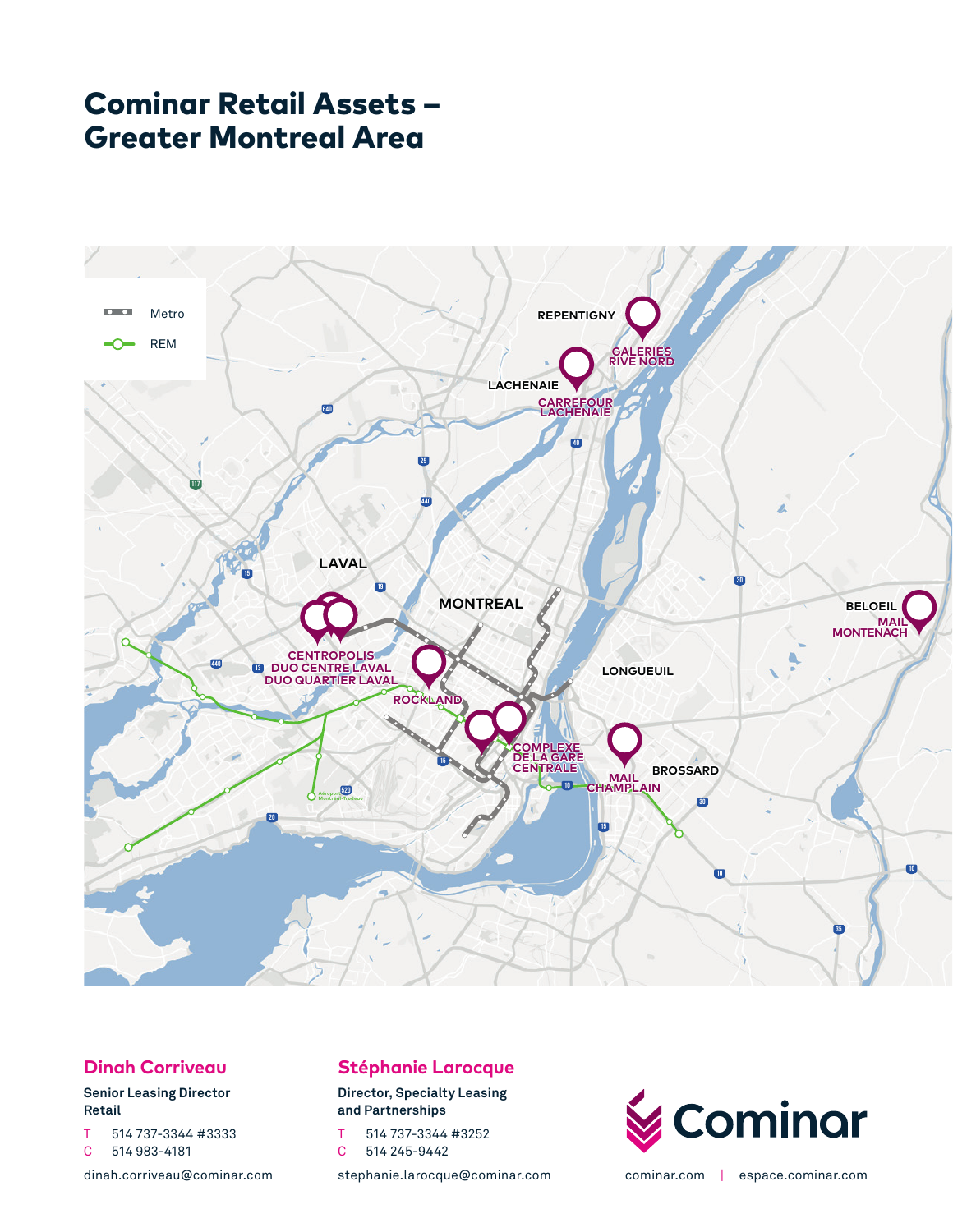# Cominar Retail Assets – Greater Montreal Area

Metro

REM

REPENTIGNY

GALERIES RIVE NORD

LACHENAIE

CARREFOUR LACHENAIE

LAVAL

MONTREAL

CENTROPOLIS

DUO CENTRE LAVAL

DUO QUARTIER LAVAL

ROCKLAND

COMPLEXE DE LA GARE CENTRALE

LONGUEUIL

MAIL CHAMPLAIN

BROSSARD

BELOEIL

MAIL MONTENACH

**Dinah Corriveau**

**Senior Leasing Director Retail**

T 514 737-3344 #3333

C 514 983-4181

dinah.corriveau@cominar.com

**Stéphanie Larocque**

**Director, Specialty Leasing and Partnerships**

T 514 737-3344 #3252

C 514 245-9442

stephanie.larocque@cominar.com

Cominar

cominar.com | espace.cominar.com